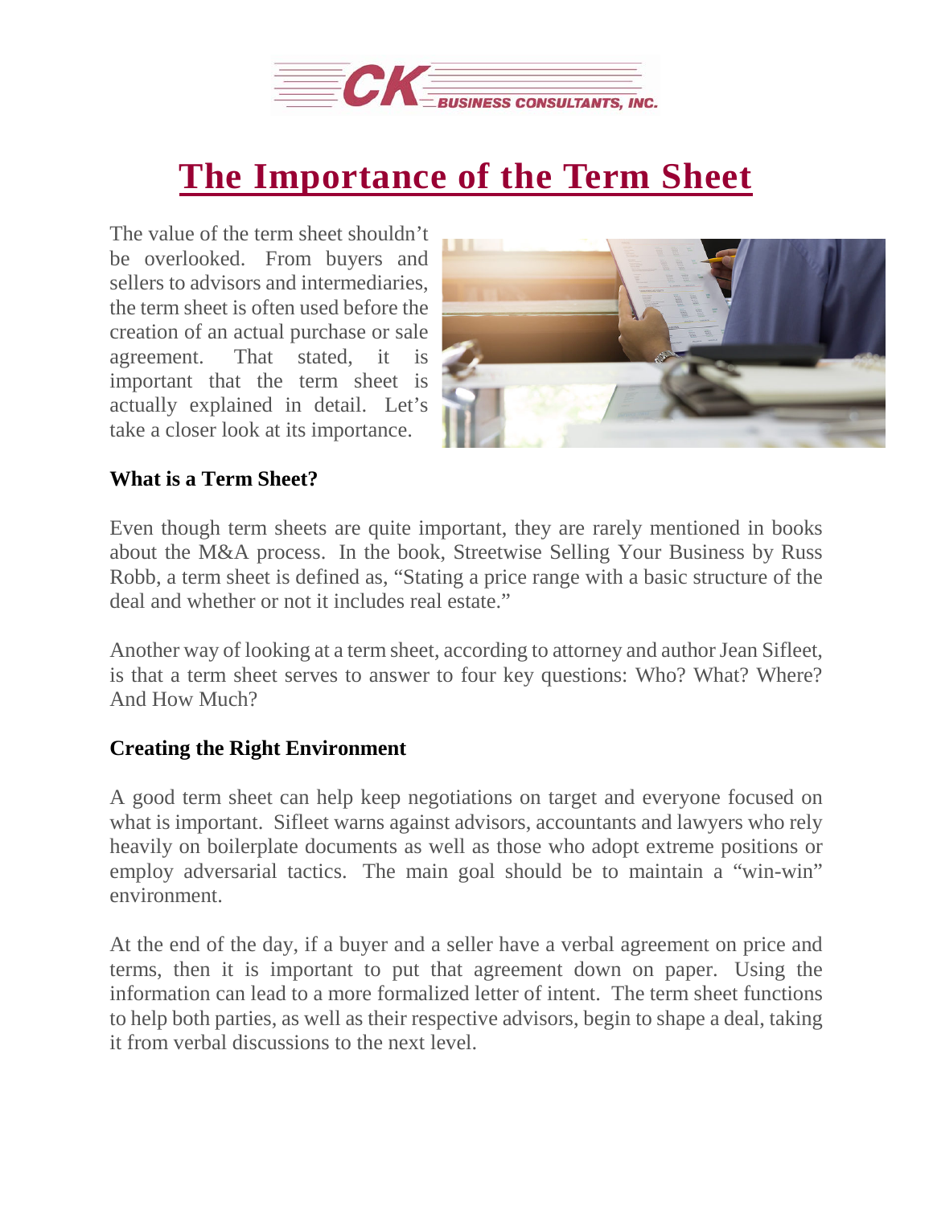# The Importance of the Term Sheet

The value of the term sheet shouldn't be overlooked. From buyers and sellers to advisors and intermediaries, the term sheet is often used before the creation of an actual purchase or sale agreement. That stated, it is important that the term sheet is actually explained in detail. Let's take a closer look at its importance.

### What is a Term Sheet?

Even though term sheets are quite important, they are rarely mentioned in books about the M&A process. In the book, Streetwise Selling Your Business by Russ Robb, a term sheet is defined as, "Stating a price range with a basic structure of the deal and whether or not it includes real estate."

Another way of looking at a term sheet, according to attorney and author Jean Sifleet, is that a term sheet serves to answer to four key questions: Who? What? Where? And How Much?

### Creating the Right Environment

A good term sheet can help keep negotiations on target and everyone focused on what is important. Sifleet warns against advisors, accountants and lawyers who rely heavily on boilerplate documents as well as those who adopt extreme positions or employ adversarial tactics. The main goal should be to maintain a "win-win" environment.

At the end of the day, if a buyer and a seller have a verbal agreement on price and terms, then it is important to put that agreement down on paper. Using the information can lead to a more formalized letter of intent. The term sheet functions to help both parties, as well as their respective advisors, begin to shape a deal, taking it from verbal discussions to the next level.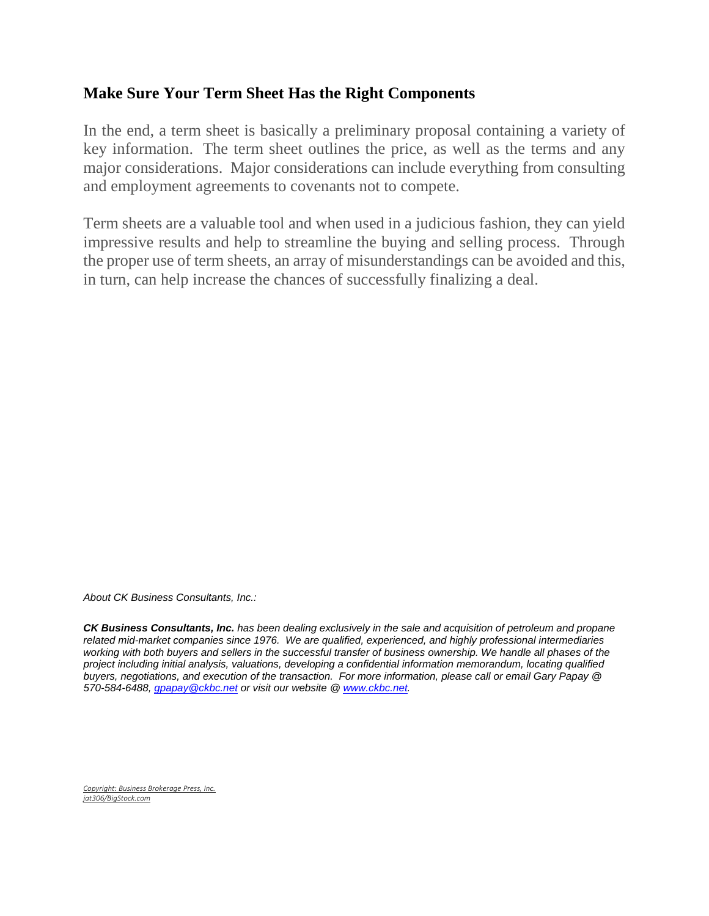## Make Sure Your Term Sheet Has the Right Components

In the end, a term sheet is basically a preliminary proposal containing a variety of key information. The term sheet outlines the price, as well as the terms and any major considerations. Major considerations can include everything from consulting and employment agreements to covenants not to compete.

Term sheets are a valuable tool and when used in a judicious fashion, they can yield impressive results and help to streamline the buying and selling process. Through the proper use of term sheets, an array of misunderstandings can be avoided and this, in turn, can help increase the chances of successfully finalizing a deal.

*About CK Business Consultants, Inc.:*

***CK Business Consultants, Inc.*** *has been dealing exclusively in the sale and acquisition of petroleum and propane related mid-market companies since 1976. We are qualified, experienced, and highly professional intermediaries working with both buyers and sellers in the successful transfer of business ownership. We handle all phases of the project including initial analysis, valuations, developing a confidential information memorandum, locating qualified buyers, negotiations, and execution of the transaction. For more information, please call or email Gary Papay @ 570-584-6488, gpapay@ckbc.net or visit our website @ www.ckbc.net.*

*Copyright: Business Brokerage Press, Inc.*
*jat306/BigStock.com*